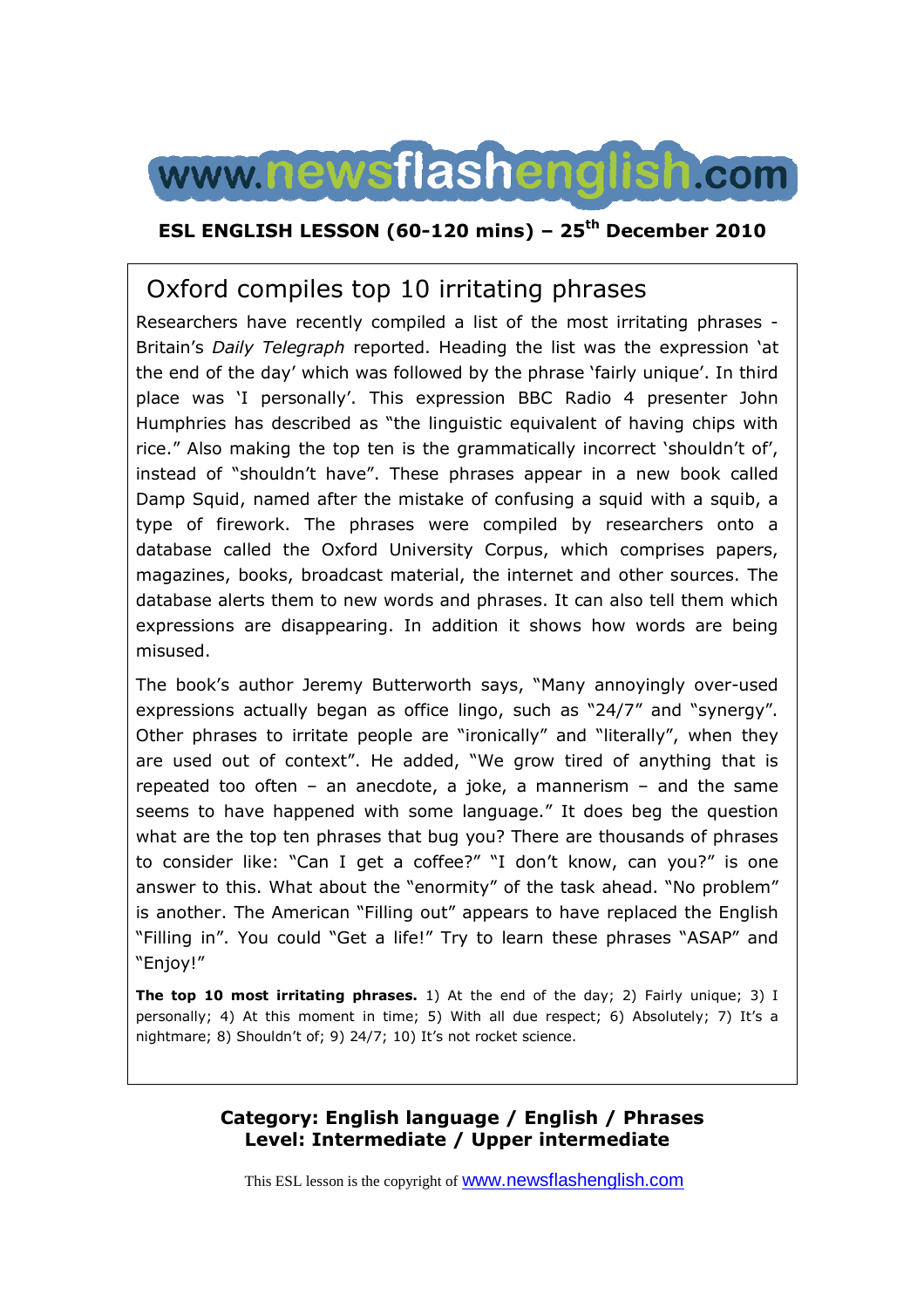www.newsflashenglish.com

**ESL ENGLISH LESSON (60-120 mins) – 25th December 2010**

# Oxford compiles top 10 irritating phrases

Researchers have recently compiled a list of the most irritating phrases - Britain's *Daily Telegraph* reported. Heading the list was the expression 'at the end of the day' which was followed by the phrase 'fairly unique'. In third place was 'I personally'. This expression BBC Radio 4 presenter John Humphries has described as "the linguistic equivalent of having chips with rice." Also making the top ten is the grammatically incorrect 'shouldn't of', instead of "shouldn't have". These phrases appear in a new book called Damp Squid, named after the mistake of confusing a squid with a squib, a type of firework. The phrases were compiled by researchers onto a database called the Oxford University Corpus, which comprises papers, magazines, books, broadcast material, the internet and other sources. The database alerts them to new words and phrases. It can also tell them which expressions are disappearing. In addition it shows how words are being misused.

The book's author Jeremy Butterworth says, "Many annoyingly over-used expressions actually began as office lingo, such as "24/7" and "synergy". Other phrases to irritate people are "ironically" and "literally", when they are used out of context". He added, "We grow tired of anything that is repeated too often – an anecdote, a joke, a mannerism – and the same seems to have happened with some language." It does beg the question what are the top ten phrases that bug you? There are thousands of phrases to consider like: "Can I get a coffee?" "I don't know, can you?" is one answer to this. What about the "enormity" of the task ahead. "No problem" is another. The American "Filling out" appears to have replaced the English "Filling in". You could "Get a life!" Try to learn these phrases "ASAP" and "Enjoy!"

**The top 10 most irritating phrases.** 1) At the end of the day; 2) Fairly unique; 3) I personally; 4) At this moment in time; 5) With all due respect; 6) Absolutely; 7) It's a nightmare; 8) Shouldn't of; 9) 24/7; 10) It's not rocket science.

**Category: English language / English / Phrases**
**Level: Intermediate / Upper intermediate**

This ESL lesson is the copyright of www.newsflashenglish.com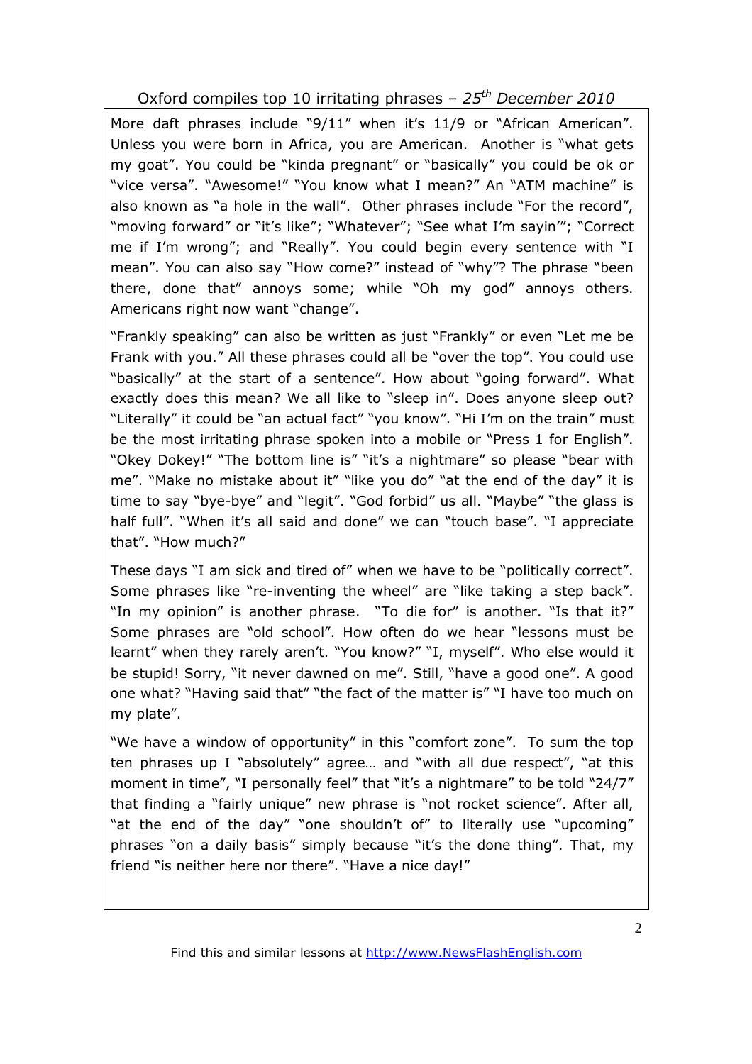Oxford compiles top 10 irritating phrases – *25th December 2010*

More daft phrases include "9/11" when it's 11/9 or "African American". Unless you were born in Africa, you are American. Another is "what gets my goat". You could be "kinda pregnant" or "basically" you could be ok or "vice versa". "Awesome!" "You know what I mean?" An "ATM machine" is also known as "a hole in the wall". Other phrases include "For the record", "moving forward" or "it's like"; "Whatever"; "See what I'm sayin'"; "Correct me if I'm wrong"; and "Really". You could begin every sentence with "I mean". You can also say "How come?" instead of "why"? The phrase "been there, done that" annoys some; while "Oh my god" annoys others. Americans right now want "change".

"Frankly speaking" can also be written as just "Frankly" or even "Let me be Frank with you." All these phrases could all be "over the top". You could use "basically" at the start of a sentence". How about "going forward". What exactly does this mean? We all like to "sleep in". Does anyone sleep out? "Literally" it could be "an actual fact" "you know". "Hi I'm on the train" must be the most irritating phrase spoken into a mobile or "Press 1 for English". "Okey Dokey!" "The bottom line is" "it's a nightmare" so please "bear with me". "Make no mistake about it" "like you do" "at the end of the day" it is time to say "bye-bye" and "legit". "God forbid" us all. "Maybe" "the glass is half full". "When it's all said and done" we can "touch base". "I appreciate that". "How much?"

These days "I am sick and tired of" when we have to be "politically correct". Some phrases like "re-inventing the wheel" are "like taking a step back". "In my opinion" is another phrase. "To die for" is another. "Is that it?" Some phrases are "old school". How often do we hear "lessons must be learnt" when they rarely aren't. "You know?" "I, myself". Who else would it be stupid! Sorry, "it never dawned on me". Still, "have a good one". A good one what? "Having said that" "the fact of the matter is" "I have too much on my plate".

"We have a window of opportunity" in this "comfort zone". To sum the top ten phrases up I "absolutely" agree… and "with all due respect", "at this moment in time", "I personally feel" that "it's a nightmare" to be told "24/7" that finding a "fairly unique" new phrase is "not rocket science". After all, "at the end of the day" "one shouldn't of" to literally use "upcoming" phrases "on a daily basis" simply because "it's the done thing". That, my friend "is neither here nor there". "Have a nice day!"

Find this and similar lessons at http://www.NewsFlashEnglish.com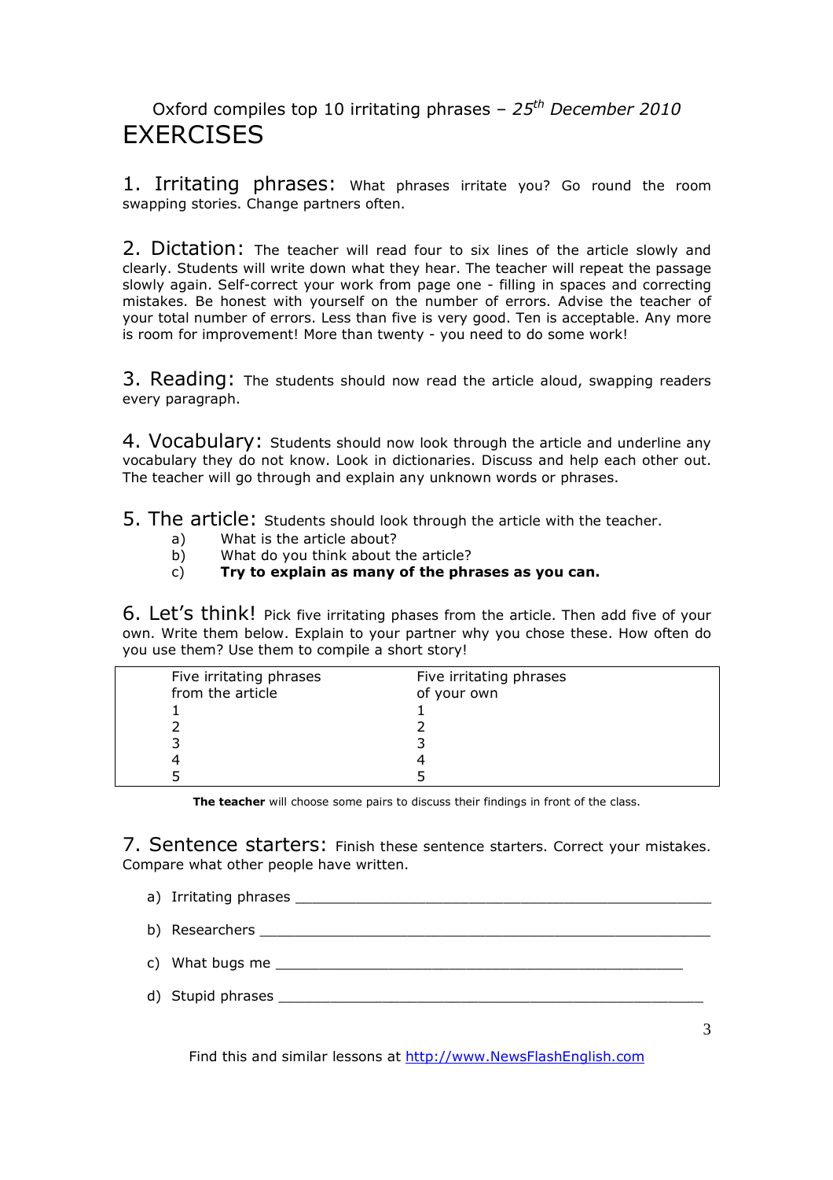Oxford compiles top 10 irritating phrases – *25th December 2010*

# EXERCISES

**1. Irritating phrases:** What phrases irritate you? Go round the room swapping stories. Change partners often.

**2. Dictation:** The teacher will read four to six lines of the article slowly and clearly. Students will write down what they hear. The teacher will repeat the passage slowly again. Self-correct your work from page one - filling in spaces and correcting mistakes. Be honest with yourself on the number of errors. Advise the teacher of your total number of errors. Less than five is very good. Ten is acceptable. Any more is room for improvement! More than twenty - you need to do some work!

**3. Reading:** The students should now read the article aloud, swapping readers every paragraph.

**4. Vocabulary:** Students should now look through the article and underline any vocabulary they do not know. Look in dictionaries. Discuss and help each other out. The teacher will go through and explain any unknown words or phrases.

**5. The article:** Students should look through the article with the teacher.

a) What is the article about?
b) What do you think about the article?
c) **Try to explain as many of the phrases as you can.**

**6. Let's think!** Pick five irritating phases from the article. Then add five of your own. Write them below. Explain to your partner why you chose these. How often do you use them? Use them to compile a short story!

| Five irritating phrases from the article | Five irritating phrases of your own |
|---|---|
| 1 | 1 |
| 2 | 2 |
| 3 | 3 |
| 4 | 4 |
| 5 | 5 |

**The teacher** will choose some pairs to discuss their findings in front of the class.

**7. Sentence starters:** Finish these sentence starters. Correct your mistakes. Compare what other people have written.

a) Irritating phrases ________________________________________________

b) Researchers ___________________________________________________

c) What bugs me _____________________________________________

d) Stupid phrases _______________________________________________

Find this and similar lessons at http://www.NewsFlashEnglish.com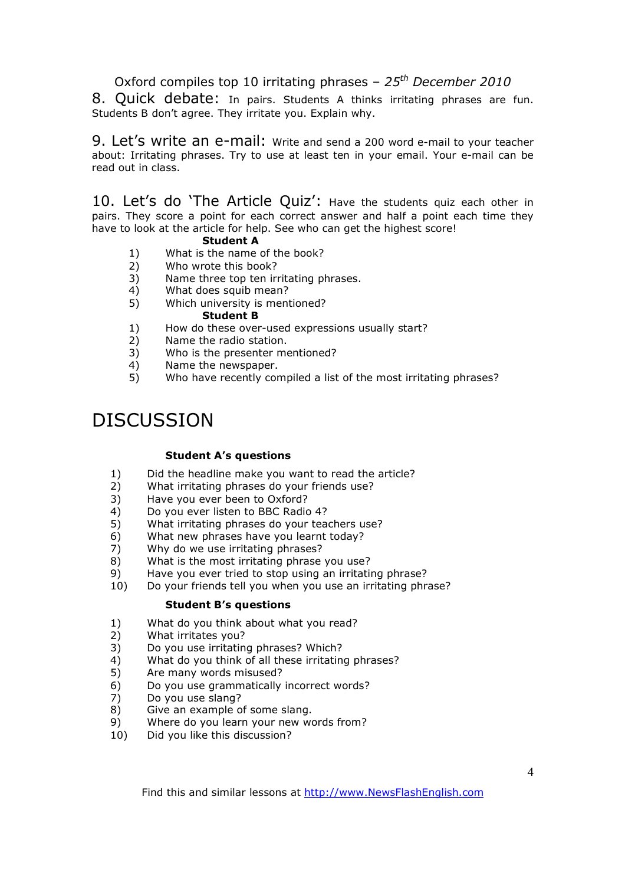Oxford compiles top 10 irritating phrases – *25th December 2010*

## 8. Quick debate:

In pairs. Students A thinks irritating phrases are fun. Students B don't agree. They irritate you. Explain why.

## 9. Let's write an e-mail:

Write and send a 200 word e-mail to your teacher about: Irritating phrases. Try to use at least ten in your email. Your e-mail can be read out in class.

## 10. Let's do 'The Article Quiz':

Have the students quiz each other in pairs. They score a point for each correct answer and half a point each time they have to look at the article for help. See who can get the highest score!

**Student A**

1) What is the name of the book?
2) Who wrote this book?
3) Name three top ten irritating phrases.
4) What does squib mean?
5) Which university is mentioned?

**Student B**

1) How do these over-used expressions usually start?
2) Name the radio station.
3) Who is the presenter mentioned?
4) Name the newspaper.
5) Who have recently compiled a list of the most irritating phrases?

# DISCUSSION

**Student A's questions**

1) Did the headline make you want to read the article?
2) What irritating phrases do your friends use?
3) Have you ever been to Oxford?
4) Do you ever listen to BBC Radio 4?
5) What irritating phrases do your teachers use?
6) What new phrases have you learnt today?
7) Why do we use irritating phrases?
8) What is the most irritating phrase you use?
9) Have you ever tried to stop using an irritating phrase?
10) Do your friends tell you when you use an irritating phrase?

**Student B's questions**

1) What do you think about what you read?
2) What irritates you?
3) Do you use irritating phrases? Which?
4) What do you think of all these irritating phrases?
5) Are many words misused?
6) Do you use grammatically incorrect words?
7) Do you use slang?
8) Give an example of some slang.
9) Where do you learn your new words from?
10) Did you like this discussion?

Find this and similar lessons at http://www.NewsFlashEnglish.com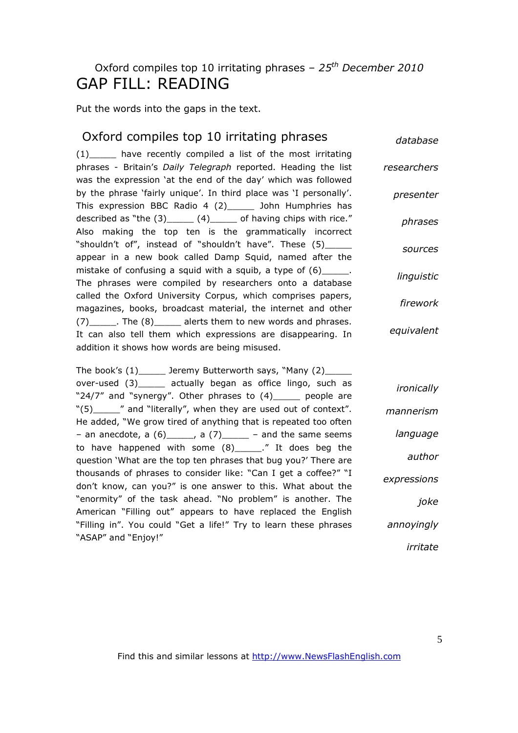Oxford compiles top 10 irritating phrases – *25th December 2010*

# GAP FILL: READING

Put the words into the gaps in the text.

## Oxford compiles top 10 irritating phrases

(1)_____ have recently compiled a list of the most irritating phrases - Britain's *Daily Telegraph* reported. Heading the list was the expression 'at the end of the day' which was followed by the phrase 'fairly unique'. In third place was 'I personally'. This expression BBC Radio 4 (2)_____ John Humphries has described as "the (3)_____ (4)_____ of having chips with rice." Also making the top ten is the grammatically incorrect "shouldn't of", instead of "shouldn't have". These (5)_____ appear in a new book called Damp Squid, named after the mistake of confusing a squid with a squib, a type of (6)_____. The phrases were compiled by researchers onto a database called the Oxford University Corpus, which comprises papers, magazines, books, broadcast material, the internet and other (7)_____. The (8)_____ alerts them to new words and phrases. It can also tell them which expressions are disappearing. In addition it shows how words are being misused.

*database*
*researchers*
*presenter*
*phrases*
*sources*
*linguistic*
*firework*
*equivalent*

The book's (1)_____ Jeremy Butterworth says, "Many (2)_____ over-used (3)_____ actually began as office lingo, such as "24/7" and "synergy". Other phrases to (4)_____ people are "(5)_____" and "literally", when they are used out of context". He added, "We grow tired of anything that is repeated too often – an anecdote, a (6)_____, a (7)_____ – and the same seems to have happened with some (8)_____." It does beg the question 'What are the top ten phrases that bug you?' There are thousands of phrases to consider like: "Can I get a coffee?" "I don't know, can you?" is one answer to this. What about the "enormity" of the task ahead. "No problem" is another. The American "Filling out" appears to have replaced the English "Filling in". You could "Get a life!" Try to learn these phrases "ASAP" and "Enjoy!"

*ironically*
*mannerism*
*language*
*author*
*expressions*
*joke*
*annoyingly*
*irritate*

Find this and similar lessons at http://www.NewsFlashEnglish.com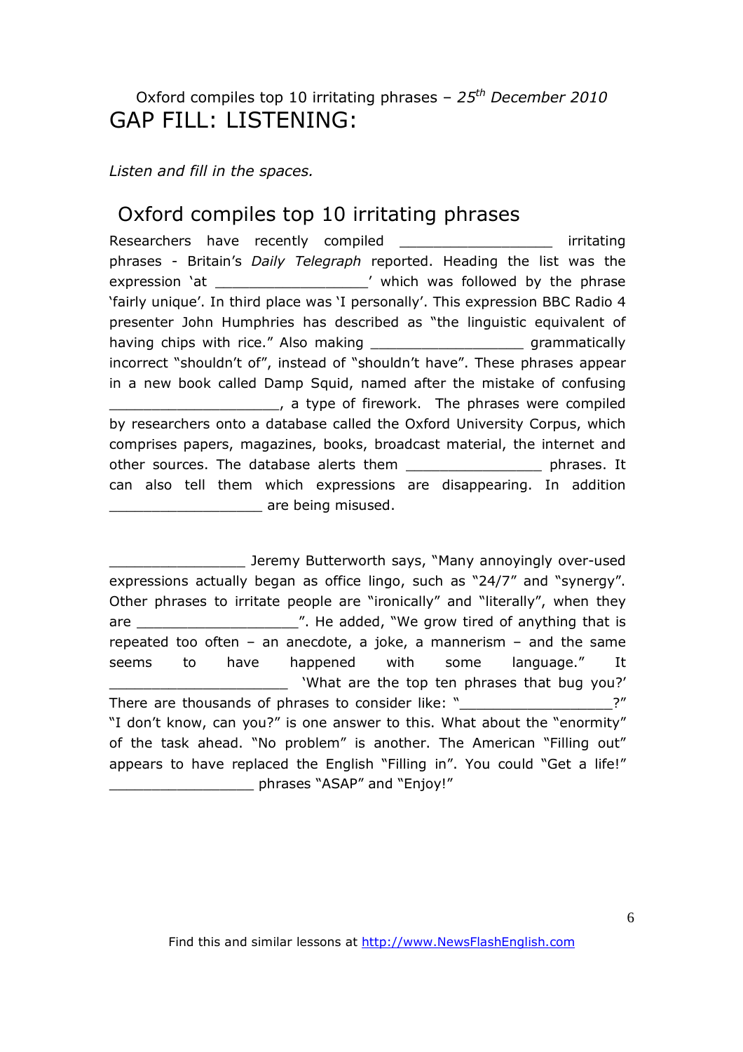Oxford compiles top 10 irritating phrases – *25th December 2010*

# GAP FILL: LISTENING:

*Listen and fill in the spaces.*

## Oxford compiles top 10 irritating phrases

Researchers have recently compiled __________________ irritating phrases - Britain's *Daily Telegraph* reported. Heading the list was the expression 'at __________________' which was followed by the phrase 'fairly unique'. In third place was 'I personally'. This expression BBC Radio 4 presenter John Humphries has described as "the linguistic equivalent of having chips with rice." Also making __________________ grammatically incorrect "shouldn't of", instead of "shouldn't have". These phrases appear in a new book called Damp Squid, named after the mistake of confusing ____________________, a type of firework. The phrases were compiled by researchers onto a database called the Oxford University Corpus, which comprises papers, magazines, books, broadcast material, the internet and other sources. The database alerts them ________________ phrases. It can also tell them which expressions are disappearing. In addition __________________ are being misused.

________________ Jeremy Butterworth says, "Many annoyingly over-used expressions actually began as office lingo, such as "24/7" and "synergy". Other phrases to irritate people are "ironically" and "literally", when they are ___________________". He added, "We grow tired of anything that is repeated too often – an anecdote, a joke, a mannerism – and the same seems to have happened with some language." It _____________________ 'What are the top ten phrases that bug you?' There are thousands of phrases to consider like: "__________________?" "I don't know, can you?" is one answer to this. What about the "enormity" of the task ahead. "No problem" is another. The American "Filling out" appears to have replaced the English "Filling in". You could "Get a life!" _________________ phrases "ASAP" and "Enjoy!"

Find this and similar lessons at http://www.NewsFlashEnglish.com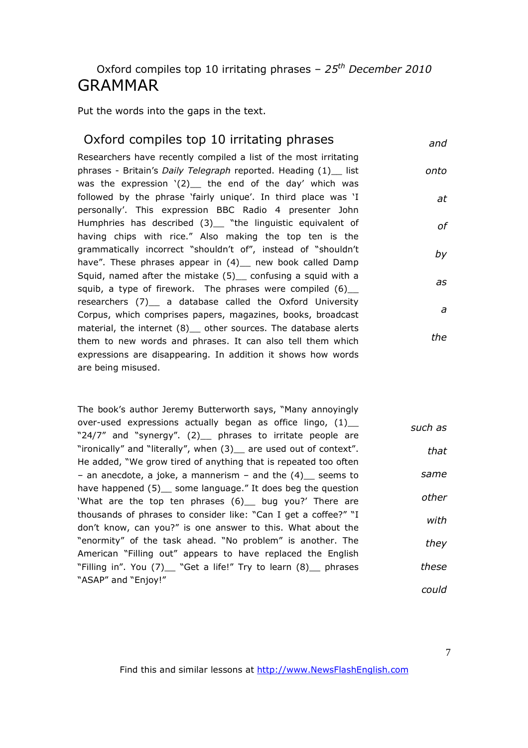Oxford compiles top 10 irritating phrases – *25th December 2010*

# GRAMMAR

Put the words into the gaps in the text.

## Oxford compiles top 10 irritating phrases

Researchers have recently compiled a list of the most irritating phrases - Britain's *Daily Telegraph* reported. Heading (1)__ list was the expression '(2)__ the end of the day' which was followed by the phrase 'fairly unique'. In third place was 'I personally'. This expression BBC Radio 4 presenter John Humphries has described (3)__ "the linguistic equivalent of having chips with rice." Also making the top ten is the grammatically incorrect "shouldn't of", instead of "shouldn't have". These phrases appear in (4)__ new book called Damp Squid, named after the mistake (5)__ confusing a squid with a squib, a type of firework. The phrases were compiled (6)__ researchers (7)__ a database called the Oxford University Corpus, which comprises papers, magazines, books, broadcast material, the internet (8)__ other sources. The database alerts them to new words and phrases. It can also tell them which expressions are disappearing. In addition it shows how words are being misused.

*and*

*onto*

*at*

*of*

*by*

*as*

*a*

*the*

The book's author Jeremy Butterworth says, "Many annoyingly over-used expressions actually began as office lingo, (1)__ "24/7" and "synergy". (2)__ phrases to irritate people are "ironically" and "literally", when (3)__ are used out of context". He added, "We grow tired of anything that is repeated too often – an anecdote, a joke, a mannerism – and the (4)__ seems to have happened (5)__ some language." It does beg the question 'What are the top ten phrases (6)__ bug you?' There are thousands of phrases to consider like: "Can I get a coffee?" "I don't know, can you?" is one answer to this. What about the "enormity" of the task ahead. "No problem" is another. The American "Filling out" appears to have replaced the English "Filling in". You (7)__ "Get a life!" Try to learn (8)__ phrases "ASAP" and "Enjoy!"

*such as*

*that*

*same*

*other*

*with*

*they*

*these*

*could*

Find this and similar lessons at http://www.NewsFlashEnglish.com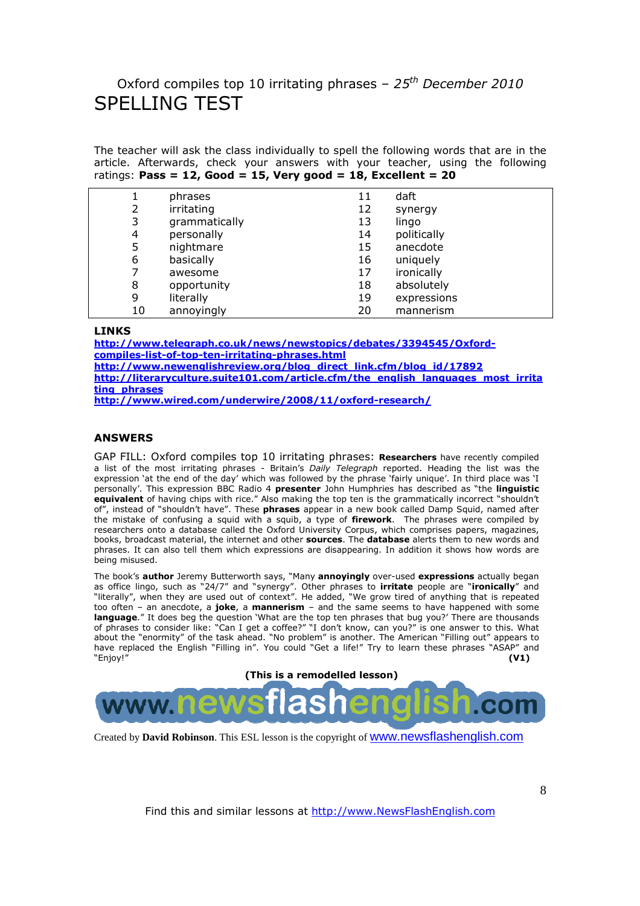Oxford compiles top 10 irritating phrases – *25th December 2010*

# SPELLING TEST

The teacher will ask the class individually to spell the following words that are in the article. Afterwards, check your answers with your teacher, using the following ratings: **Pass = 12, Good = 15, Very good = 18, Excellent = 20**

| | | | |
|---|---|---|---|
| 1 | phrases | 11 | daft |
| 2 | irritating | 12 | synergy |
| 3 | grammatically | 13 | lingo |
| 4 | personally | 14 | politically |
| 5 | nightmare | 15 | anecdote |
| 6 | basically | 16 | uniquely |
| 7 | awesome | 17 | ironically |
| 8 | opportunity | 18 | absolutely |
| 9 | literally | 19 | expressions |
| 10 | annoyingly | 20 | mannerism |

**LINKS**

**http://www.telegraph.co.uk/news/newstopics/debates/3394545/Oxford-compiles-list-of-top-ten-irritating-phrases.html**
**http://www.newenglishreview.org/blog_direct_link.cfm/blog_id/17892**
**http://literaryculture.suite101.com/article.cfm/the_english_languages_most_irritating_phrases**
**http://www.wired.com/underwire/2008/11/oxford-research/**

## ANSWERS

GAP FILL: Oxford compiles top 10 irritating phrases: **Researchers** have recently compiled a list of the most irritating phrases - Britain's *Daily Telegraph* reported. Heading the list was the expression 'at the end of the day' which was followed by the phrase 'fairly unique'. In third place was 'I personally'. This expression BBC Radio 4 **presenter** John Humphries has described as "the **linguistic equivalent** of having chips with rice." Also making the top ten is the grammatically incorrect "shouldn't of", instead of "shouldn't have". These **phrases** appear in a new book called Damp Squid, named after the mistake of confusing a squid with a squib, a type of **firework**. The phrases were compiled by researchers onto a database called the Oxford University Corpus, which comprises papers, magazines, books, broadcast material, the internet and other **sources**. The **database** alerts them to new words and phrases. It can also tell them which expressions are disappearing. In addition it shows how words are being misused.

The book's **author** Jeremy Butterworth says, "Many **annoyingly** over-used **expressions** actually began as office lingo, such as "24/7" and "synergy". Other phrases to **irritate** people are "**ironically**" and "literally", when they are used out of context". He added, "We grow tired of anything that is repeated too often – an anecdote, a **joke**, a **mannerism** – and the same seems to have happened with some **language**." It does beg the question 'What are the top ten phrases that bug you?' There are thousands of phrases to consider like: "Can I get a coffee?" "I don't know, can you?" is one answer to this. What about the "enormity" of the task ahead. "No problem" is another. The American "Filling out" appears to have replaced the English "Filling in". You could "Get a life!" Try to learn these phrases "ASAP" and "Enjoy!" **(V1)**

**(This is a remodelled lesson)**

www.newsflashenglish.com

Created by **David Robinson**. This ESL lesson is the copyright of www.newsflashenglish.com

Find this and similar lessons at http://www.NewsFlashEnglish.com